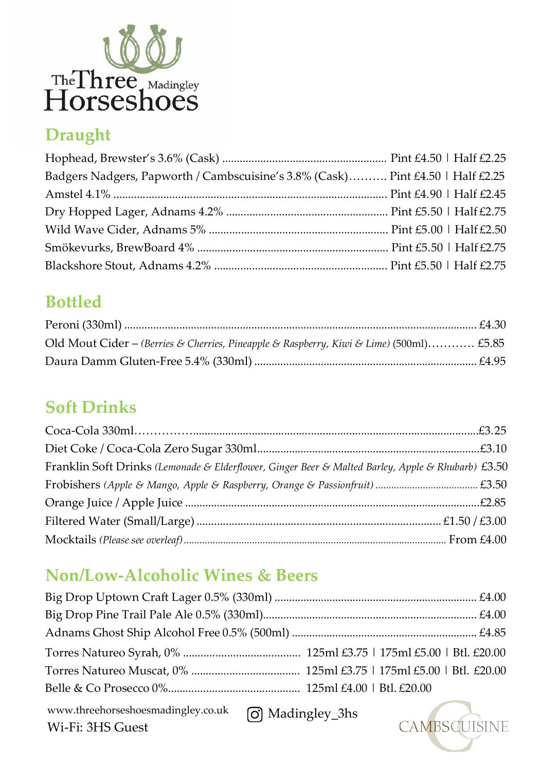# The Three Horseshoes Madingley

## Draught

Hophead, Brewster's 3.6% (Cask) ........ Pint £4.50 | Half £2.25

Badgers Nadgers, Papworth / Cambscuisine's 3.8% (Cask)........ Pint £4.50 | Half £2.25

Amstel 4.1% ........ Pint £4.90 | Half £2.45

Dry Hopped Lager, Adnams 4.2% ........ Pint £5.50 | Half £2.75

Wild Wave Cider, Adnams 5% ........ Pint £5.00 | Half £2.50

Smökevurks, BrewBoard 4% ........ Pint £5.50 | Half £2.75

Blackshore Stout, Adnams 4.2% ........ Pint £5.50 | Half £2.75

## Bottled

Peroni (330ml) ........ £4.30

Old Mout Cider – *(Berries & Cherries, Pineapple & Raspberry, Kiwi & Lime)* (500ml)........ £5.85

Daura Damm Gluten-Free 5.4% (330ml) ........ £4.95

## Soft Drinks

Coca-Cola 330ml........ £3.25

Diet Coke / Coca-Cola Zero Sugar 330ml........ £3.10

Franklin Soft Drinks *(Lemonade & Elderflower, Ginger Beer & Malted Barley, Apple & Rhubarb)* £3.50

Frobishers *(Apple & Mango, Apple & Raspberry, Orange & Passionfruit)* ........ £3.50

Orange Juice / Apple Juice ........ £2.85

Filtered Water (Small/Large) ........ £1.50 / £3.00

Mocktails *(Please see overleaf)* ........ From £4.00

## Non/Low-Alcoholic Wines & Beers

Big Drop Uptown Craft Lager 0.5% (330ml) ........ £4.00

Big Drop Pine Trail Pale Ale 0.5% (330ml)........ £4.00

Adnams Ghost Ship Alcohol Free 0.5% (500ml) ........ £4.85

Torres Natureo Syrah, 0% ........ 125ml £3.75 | 175ml £5.00 | Btl. £20.00

Torres Natureo Muscat, 0% ........ 125ml £3.75 | 175ml £5.00 | Btl. £20.00

Belle & Co Prosecco 0%........ 125ml £4.00 | Btl. £20.00

www.threehorseshoesmadingley.co.uk

Wi-Fi: 3HS Guest

Madingley_3hs

CAMBSCUISINE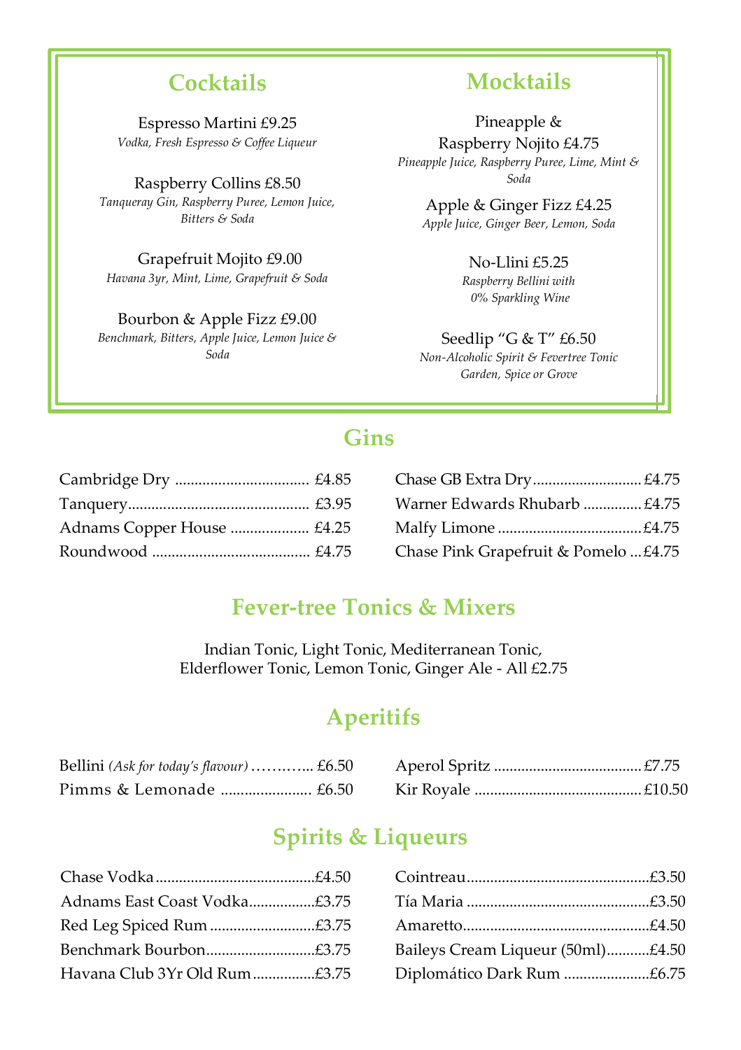## Cocktails

Espresso Martini £9.25
*Vodka, Fresh Espresso & Coffee Liqueur*

Raspberry Collins £8.50
*Tanqueray Gin, Raspberry Puree, Lemon Juice, Bitters & Soda*

Grapefruit Mojito £9.00
*Havana 3yr, Mint, Lime, Grapefruit & Soda*

Bourbon & Apple Fizz £9.00
*Benchmark, Bitters, Apple Juice, Lemon Juice & Soda*

## Mocktails

Pineapple & Raspberry Nojito £4.75
*Pineapple Juice, Raspberry Puree, Lime, Mint & Soda*

Apple & Ginger Fizz £4.25
*Apple Juice, Ginger Beer, Lemon, Soda*

No-Llini £5.25
*Raspberry Bellini with 0% Sparkling Wine*

Seedlip "G & T" £6.50
*Non-Alcoholic Spirit & Fevertree Tonic Garden, Spice or Grove*

## Gins

Cambridge Dry .................................. £4.85
Tanquery............................................. £3.95
Adnams Copper House .................... £4.25
Roundwood ........................................ £4.75
Chase GB Extra Dry............................ £4.75
Warner Edwards Rhubarb ............... £4.75
Malfy Limone ..................................... £4.75
Chase Pink Grapefruit & Pomelo ... £4.75

## Fever-tree Tonics & Mixers

Indian Tonic, Light Tonic, Mediterranean Tonic, Elderflower Tonic, Lemon Tonic, Ginger Ale - All £2.75

## Aperitifs

Bellini *(Ask for today's flavour)* ………... £6.50
Pimms & Lemonade ....................... £6.50
Aperol Spritz ...................................... £7.75
Kir Royale ........................................... £10.50

## Spirits & Liqueurs

Chase Vodka.........................................£4.50
Adnams East Coast Vodka.................£3.75
Red Leg Spiced Rum ...........................£3.75
Benchmark Bourbon............................£3.75
Havana Club 3Yr Old Rum................£3.75
Cointreau..............................................£3.50
Tía Maria ..............................................£3.50
Amaretto...............................................£4.50
Baileys Cream Liqueur (50ml)...........£4.50
Diplomático Dark Rum ......................£6.75